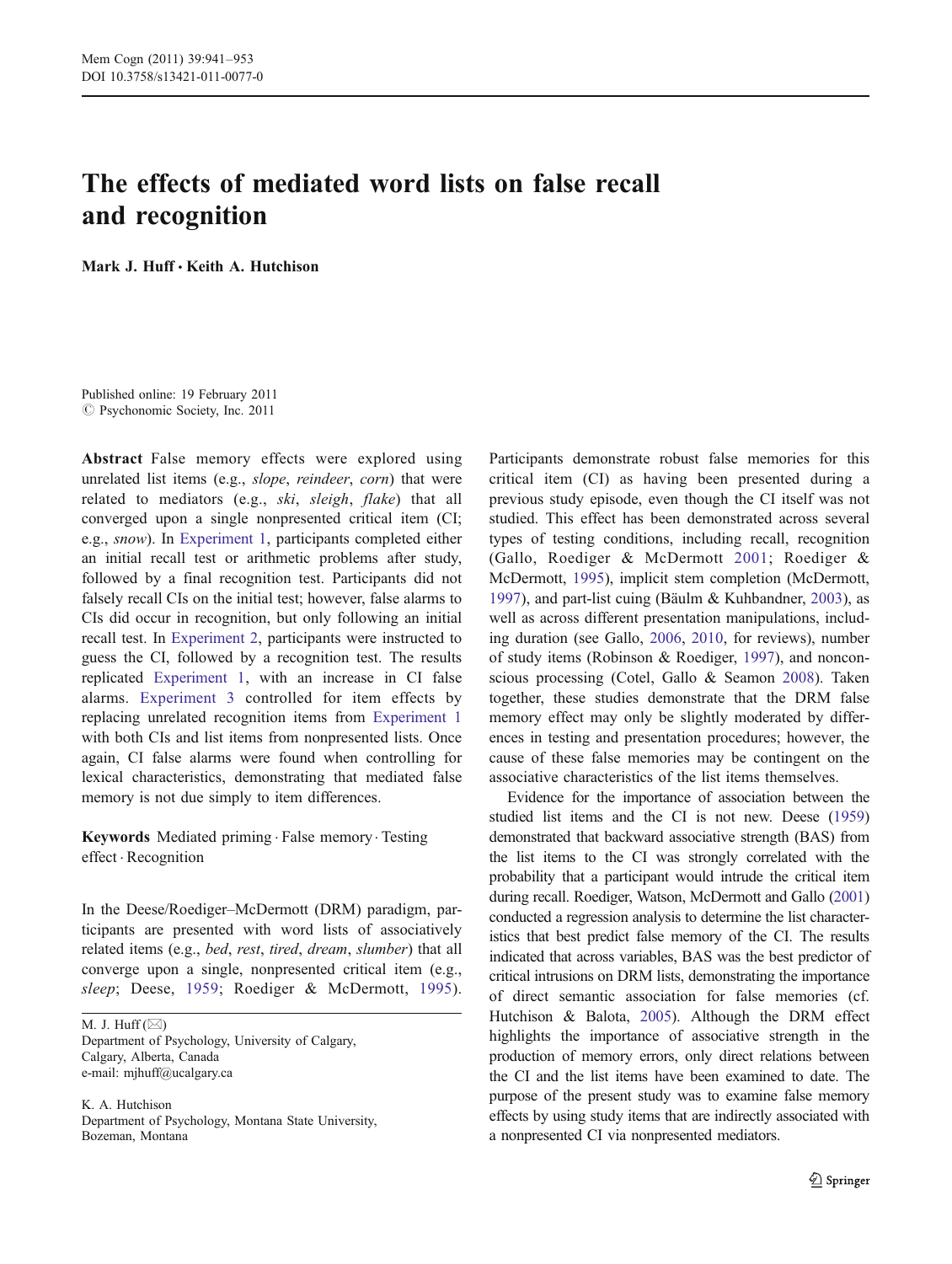# The effects of mediated word lists on false recall and recognition

**Mark J. Huff · Keith A. Hutchison**

Published online: 19 February 2011
© Psychonomic Society, Inc. 2011

**Abstract** False memory effects were explored using unrelated list items (e.g., *slope*, *reindeer*, *corn*) that were related to mediators (e.g., *ski*, *sleigh*, *flake*) that all converged upon a single nonpresented critical item (CI; e.g., *snow*). In Experiment 1, participants completed either an initial recall test or arithmetic problems after study, followed by a final recognition test. Participants did not falsely recall CIs on the initial test; however, false alarms to CIs did occur in recognition, but only following an initial recall test. In Experiment 2, participants were instructed to guess the CI, followed by a recognition test. The results replicated Experiment 1, with an increase in CI false alarms. Experiment 3 controlled for item effects by replacing unrelated recognition items from Experiment 1 with both CIs and list items from nonpresented lists. Once again, CI false alarms were found when controlling for lexical characteristics, demonstrating that mediated false memory is not due simply to item differences.

**Keywords** Mediated priming · False memory · Testing effect · Recognition

In the Deese/Roediger–McDermott (DRM) paradigm, participants are presented with word lists of associatively related items (e.g., *bed*, *rest*, *tired*, *dream*, *slumber*) that all converge upon a single, nonpresented critical item (e.g., *sleep*; Deese, 1959; Roediger & McDermott, 1995). Participants demonstrate robust false memories for this critical item (CI) as having been presented during a previous study episode, even though the CI itself was not studied. This effect has been demonstrated across several types of testing conditions, including recall, recognition (Gallo, Roediger & McDermott 2001; Roediger & McDermott, 1995), implicit stem completion (McDermott, 1997), and part-list cuing (Bäulm & Kuhbandner, 2003), as well as across different presentation manipulations, including duration (see Gallo, 2006, 2010, for reviews), number of study items (Robinson & Roediger, 1997), and nonconscious processing (Cotel, Gallo & Seamon 2008). Taken together, these studies demonstrate that the DRM false memory effect may only be slightly moderated by differences in testing and presentation procedures; however, the cause of these false memories may be contingent on the associative characteristics of the list items themselves.

Evidence for the importance of association between the studied list items and the CI is not new. Deese (1959) demonstrated that backward associative strength (BAS) from the list items to the CI was strongly correlated with the probability that a participant would intrude the critical item during recall. Roediger, Watson, McDermott and Gallo (2001) conducted a regression analysis to determine the list characteristics that best predict false memory of the CI. The results indicated that across variables, BAS was the best predictor of critical intrusions on DRM lists, demonstrating the importance of direct semantic association for false memories (cf. Hutchison & Balota, 2005). Although the DRM effect highlights the importance of associative strength in the production of memory errors, only direct relations between the CI and the list items have been examined to date. The purpose of the present study was to examine false memory effects by using study items that are indirectly associated with a nonpresented CI via nonpresented mediators.

M. J. Huff (✉)
Department of Psychology, University of Calgary,
Calgary, Alberta, Canada
e-mail: mjhuff@ucalgary.ca

K. A. Hutchison
Department of Psychology, Montana State University,
Bozeman, Montana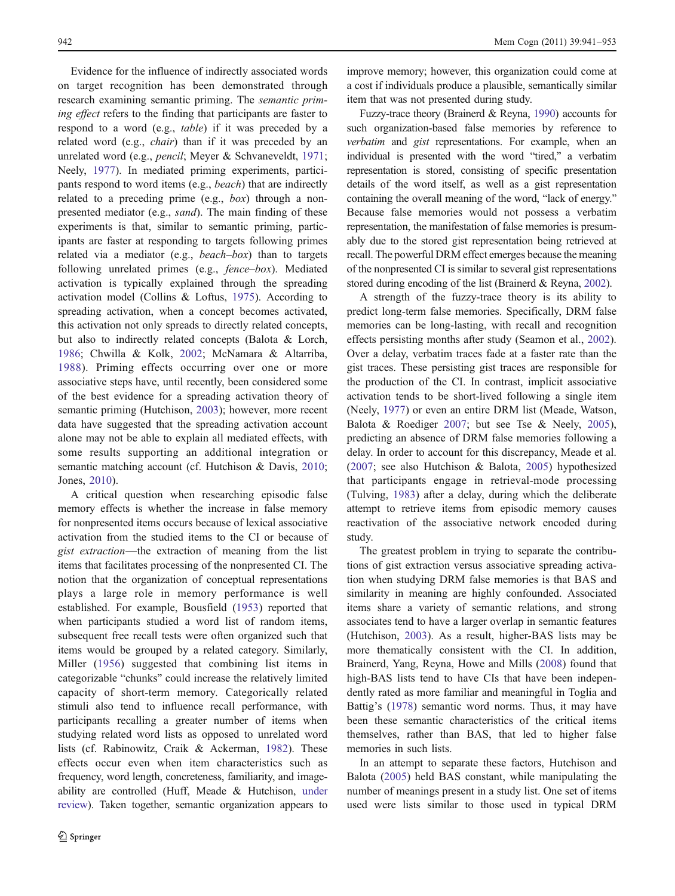Evidence for the influence of indirectly associated words on target recognition has been demonstrated through research examining semantic priming. The *semantic priming effect* refers to the finding that participants are faster to respond to a word (e.g., *table*) if it was preceded by a related word (e.g., *chair*) than if it was preceded by an unrelated word (e.g., *pencil*; Meyer & Schvaneveldt, 1971; Neely, 1977). In mediated priming experiments, participants respond to word items (e.g., *beach*) that are indirectly related to a preceding prime (e.g., *box*) through a non-presented mediator (e.g., *sand*). The main finding of these experiments is that, similar to semantic priming, participants are faster at responding to targets following primes related via a mediator (e.g., *beach–box*) than to targets following unrelated primes (e.g., *fence–box*). Mediated activation is typically explained through the spreading activation model (Collins & Loftus, 1975). According to spreading activation, when a concept becomes activated, this activation not only spreads to directly related concepts, but also to indirectly related concepts (Balota & Lorch, 1986; Chwilla & Kolk, 2002; McNamara & Altarriba, 1988). Priming effects occurring over one or more associative steps have, until recently, been considered some of the best evidence for a spreading activation theory of semantic priming (Hutchison, 2003); however, more recent data have suggested that the spreading activation account alone may not be able to explain all mediated effects, with some results supporting an additional integration or semantic matching account (cf. Hutchison & Davis, 2010; Jones, 2010).

A critical question when researching episodic false memory effects is whether the increase in false memory for nonpresented items occurs because of lexical associative activation from the studied items to the CI or because of *gist extraction*—the extraction of meaning from the list items that facilitates processing of the nonpresented CI. The notion that the organization of conceptual representations plays a large role in memory performance is well established. For example, Bousfield (1953) reported that when participants studied a word list of random items, subsequent free recall tests were often organized such that items would be grouped by a related category. Similarly, Miller (1956) suggested that combining list items in categorizable "chunks" could increase the relatively limited capacity of short-term memory. Categorically related stimuli also tend to influence recall performance, with participants recalling a greater number of items when studying related word lists as opposed to unrelated word lists (cf. Rabinowitz, Craik & Ackerman, 1982). These effects occur even when item characteristics such as frequency, word length, concreteness, familiarity, and imageability are controlled (Huff, Meade & Hutchison, under review). Taken together, semantic organization appears to improve memory; however, this organization could come at a cost if individuals produce a plausible, semantically similar item that was not presented during study.

Fuzzy-trace theory (Brainerd & Reyna, 1990) accounts for such organization-based false memories by reference to *verbatim* and *gist* representations. For example, when an individual is presented with the word "tired," a verbatim representation is stored, consisting of specific presentation details of the word itself, as well as a gist representation containing the overall meaning of the word, "lack of energy." Because false memories would not possess a verbatim representation, the manifestation of false memories is presumably due to the stored gist representation being retrieved at recall. The powerful DRM effect emerges because the meaning of the nonpresented CI is similar to several gist representations stored during encoding of the list (Brainerd & Reyna, 2002).

A strength of the fuzzy-trace theory is its ability to predict long-term false memories. Specifically, DRM false memories can be long-lasting, with recall and recognition effects persisting months after study (Seamon et al., 2002). Over a delay, verbatim traces fade at a faster rate than the gist traces. These persisting gist traces are responsible for the production of the CI. In contrast, implicit associative activation tends to be short-lived following a single item (Neely, 1977) or even an entire DRM list (Meade, Watson, Balota & Roediger 2007; but see Tse & Neely, 2005), predicting an absence of DRM false memories following a delay. In order to account for this discrepancy, Meade et al. (2007; see also Hutchison & Balota, 2005) hypothesized that participants engage in retrieval-mode processing (Tulving, 1983) after a delay, during which the deliberate attempt to retrieve items from episodic memory causes reactivation of the associative network encoded during study.

The greatest problem in trying to separate the contributions of gist extraction versus associative spreading activation when studying DRM false memories is that BAS and similarity in meaning are highly confounded. Associated items share a variety of semantic relations, and strong associates tend to have a larger overlap in semantic features (Hutchison, 2003). As a result, higher-BAS lists may be more thematically consistent with the CI. In addition, Brainerd, Yang, Reyna, Howe and Mills (2008) found that high-BAS lists tend to have CIs that have been independently rated as more familiar and meaningful in Toglia and Battig's (1978) semantic word norms. Thus, it may have been these semantic characteristics of the critical items themselves, rather than BAS, that led to higher false memories in such lists.

In an attempt to separate these factors, Hutchison and Balota (2005) held BAS constant, while manipulating the number of meanings present in a study list. One set of items used were lists similar to those used in typical DRM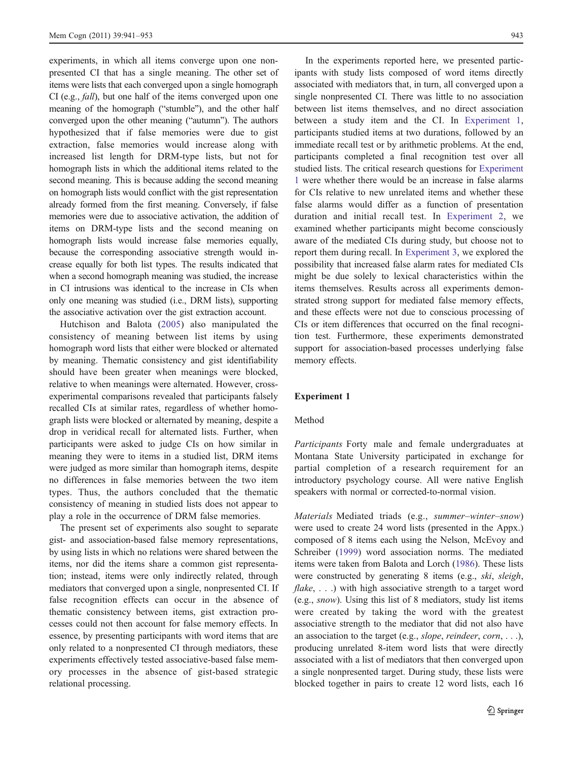experiments, in which all items converge upon one nonpresented CI that has a single meaning. The other set of items were lists that each converged upon a single homograph CI (e.g., *fall*), but one half of the items converged upon one meaning of the homograph ("stumble"), and the other half converged upon the other meaning ("autumn"). The authors hypothesized that if false memories were due to gist extraction, false memories would increase along with increased list length for DRM-type lists, but not for homograph lists in which the additional items related to the second meaning. This is because adding the second meaning on homograph lists would conflict with the gist representation already formed from the first meaning. Conversely, if false memories were due to associative activation, the addition of items on DRM-type lists and the second meaning on homograph lists would increase false memories equally, because the corresponding associative strength would increase equally for both list types. The results indicated that when a second homograph meaning was studied, the increase in CI intrusions was identical to the increase in CIs when only one meaning was studied (i.e., DRM lists), supporting the associative activation over the gist extraction account.

Hutchison and Balota (2005) also manipulated the consistency of meaning between list items by using homograph word lists that either were blocked or alternated by meaning. Thematic consistency and gist identifiability should have been greater when meanings were blocked, relative to when meanings were alternated. However, cross-experimental comparisons revealed that participants falsely recalled CIs at similar rates, regardless of whether homograph lists were blocked or alternated by meaning, despite a drop in veridical recall for alternated lists. Further, when participants were asked to judge CIs on how similar in meaning they were to items in a studied list, DRM items were judged as more similar than homograph items, despite no differences in false memories between the two item types. Thus, the authors concluded that the thematic consistency of meaning in studied lists does not appear to play a role in the occurrence of DRM false memories.

The present set of experiments also sought to separate gist- and association-based false memory representations, by using lists in which no relations were shared between the items, nor did the items share a common gist representation; instead, items were only indirectly related, through mediators that converged upon a single, nonpresented CI. If false recognition effects can occur in the absence of thematic consistency between items, gist extraction processes could not then account for false memory effects. In essence, by presenting participants with word items that are only related to a nonpresented CI through mediators, these experiments effectively tested associative-based false memory processes in the absence of gist-based strategic relational processing.

In the experiments reported here, we presented participants with study lists composed of word items directly associated with mediators that, in turn, all converged upon a single nonpresented CI. There was little to no association between list items themselves, and no direct association between a study item and the CI. In Experiment 1, participants studied items at two durations, followed by an immediate recall test or by arithmetic problems. At the end, participants completed a final recognition test over all studied lists. The critical research questions for Experiment 1 were whether there would be an increase in false alarms for CIs relative to new unrelated items and whether these false alarms would differ as a function of presentation duration and initial recall test. In Experiment 2, we examined whether participants might become consciously aware of the mediated CIs during study, but choose not to report them during recall. In Experiment 3, we explored the possibility that increased false alarm rates for mediated CIs might be due solely to lexical characteristics within the items themselves. Results across all experiments demonstrated strong support for mediated false memory effects, and these effects were not due to conscious processing of CIs or item differences that occurred on the final recognition test. Furthermore, these experiments demonstrated support for association-based processes underlying false memory effects.

## Experiment 1

### Method

*Participants* Forty male and female undergraduates at Montana State University participated in exchange for partial completion of a research requirement for an introductory psychology course. All were native English speakers with normal or corrected-to-normal vision.

*Materials* Mediated triads (e.g., *summer*–*winter*–*snow*) were used to create 24 word lists (presented in the Appx.) composed of 8 items each using the Nelson, McEvoy and Schreiber (1999) word association norms. The mediated items were taken from Balota and Lorch (1986). These lists were constructed by generating 8 items (e.g., *ski*, *sleigh*, *flake*, . . .) with high associative strength to a target word (e.g., *snow*). Using this list of 8 mediators, study list items were created by taking the word with the greatest associative strength to the mediator that did not also have an association to the target (e.g., *slope*, *reindeer*, *corn*, . . .), producing unrelated 8-item word lists that were directly associated with a list of mediators that then converged upon a single nonpresented target. During study, these lists were blocked together in pairs to create 12 word lists, each 16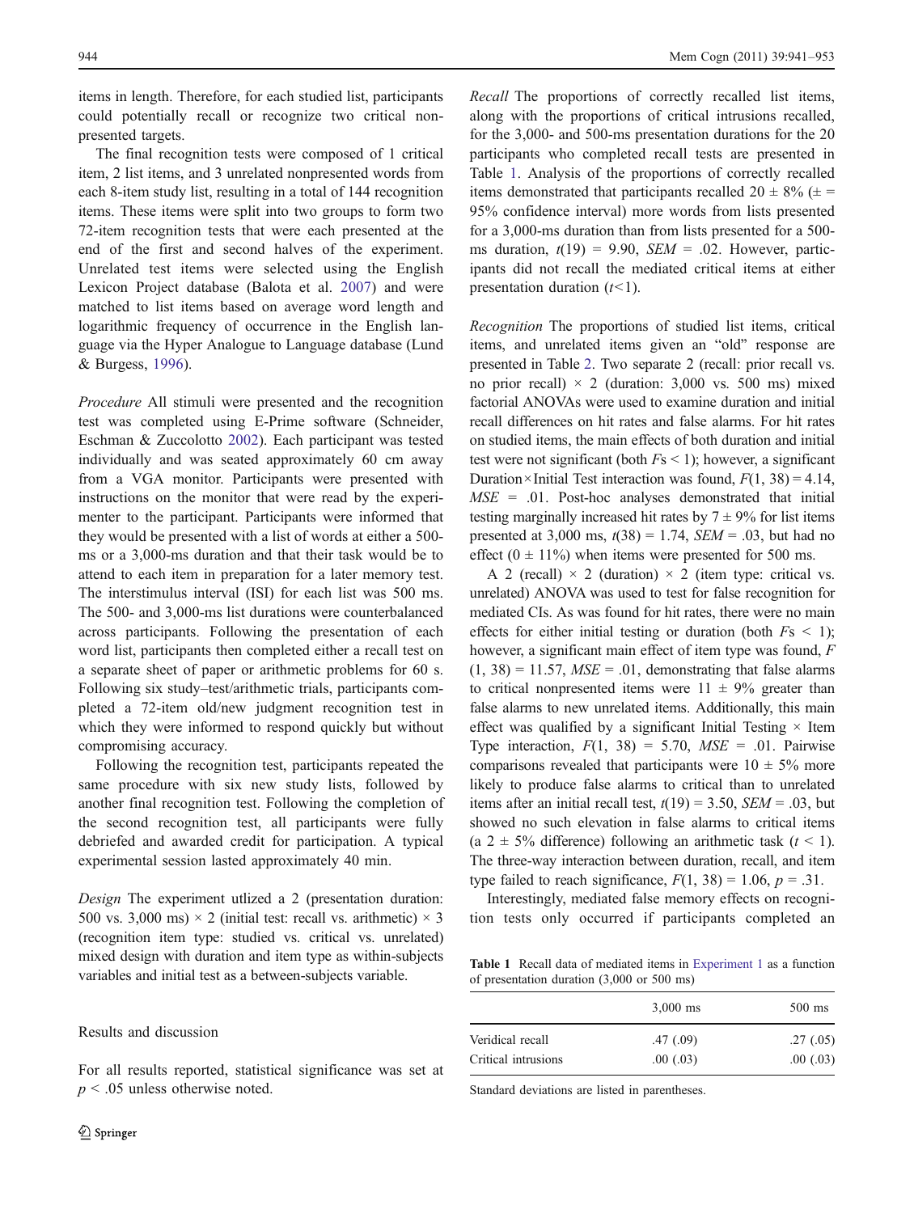items in length. Therefore, for each studied list, participants could potentially recall or recognize two critical non-presented targets.

The final recognition tests were composed of 1 critical item, 2 list items, and 3 unrelated nonpresented words from each 8-item study list, resulting in a total of 144 recognition items. These items were split into two groups to form two 72-item recognition tests that were each presented at the end of the first and second halves of the experiment. Unrelated test items were selected using the English Lexicon Project database (Balota et al. 2007) and were matched to list items based on average word length and logarithmic frequency of occurrence in the English language via the Hyper Analogue to Language database (Lund & Burgess, 1996).

*Procedure* All stimuli were presented and the recognition test was completed using E-Prime software (Schneider, Eschman & Zuccolotto 2002). Each participant was tested individually and was seated approximately 60 cm away from a VGA monitor. Participants were presented with instructions on the monitor that were read by the experimenter to the participant. Participants were informed that they would be presented with a list of words at either a 500-ms or a 3,000-ms duration and that their task would be to attend to each item in preparation for a later memory test. The interstimulus interval (ISI) for each list was 500 ms. The 500- and 3,000-ms list durations were counterbalanced across participants. Following the presentation of each word list, participants then completed either a recall test on a separate sheet of paper or arithmetic problems for 60 s. Following six study–test/arithmetic trials, participants completed a 72-item old/new judgment recognition test in which they were informed to respond quickly but without compromising accuracy.

Following the recognition test, participants repeated the same procedure with six new study lists, followed by another final recognition test. Following the completion of the second recognition test, all participants were fully debriefed and awarded credit for participation. A typical experimental session lasted approximately 40 min.

*Design* The experiment utlized a 2 (presentation duration: 500 vs. 3,000 ms) × 2 (initial test: recall vs. arithmetic) × 3 (recognition item type: studied vs. critical vs. unrelated) mixed design with duration and item type as within-subjects variables and initial test as a between-subjects variable.

## Results and discussion

For all results reported, statistical significance was set at $p < .05$ unless otherwise noted.

*Recall* The proportions of correctly recalled list items, along with the proportions of critical intrusions recalled, for the 3,000- and 500-ms presentation durations for the 20 participants who completed recall tests are presented in Table 1. Analysis of the proportions of correctly recalled items demonstrated that participants recalled 20 ± 8% (± = 95% confidence interval) more words from lists presented for a 3,000-ms duration than from lists presented for a 500-ms duration, $t(19) = 9.90$, $SEM = .02$. However, participants did not recall the mediated critical items at either presentation duration ($t<1$).

*Recognition* The proportions of studied list items, critical items, and unrelated items given an "old" response are presented in Table 2. Two separate 2 (recall: prior recall vs. no prior recall) × 2 (duration: 3,000 vs. 500 ms) mixed factorial ANOVAs were used to examine duration and initial recall differences on hit rates and false alarms. For hit rates on studied items, the main effects of both duration and initial test were not significant (both $F$s < 1); however, a significant Duration×Initial Test interaction was found, $F(1, 38) = 4.14$, $MSE = .01$. Post-hoc analyses demonstrated that initial testing marginally increased hit rates by 7 ± 9% for list items presented at 3,000 ms, $t(38) = 1.74$, $SEM = .03$, but had no effect (0 ± 11%) when items were presented for 500 ms.

A 2 (recall) × 2 (duration) × 2 (item type: critical vs. unrelated) ANOVA was used to test for false recognition for mediated CIs. As was found for hit rates, there were no main effects for either initial testing or duration (both $F$s < 1); however, a significant main effect of item type was found, $F(1, 38) = 11.57$, $MSE = .01$, demonstrating that false alarms to critical nonpresented items were 11 ± 9% greater than false alarms to new unrelated items. Additionally, this main effect was qualified by a significant Initial Testing × Item Type interaction, $F(1, 38) = 5.70$, $MSE = .01$. Pairwise comparisons revealed that participants were 10 ± 5% more likely to produce false alarms to critical than to unrelated items after an initial recall test, $t(19) = 3.50$, $SEM = .03$, but showed no such elevation in false alarms to critical items (a 2 ± 5% difference) following an arithmetic task ($t < 1$). The three-way interaction between duration, recall, and item type failed to reach significance, $F(1, 38) = 1.06$, $p = .31$.

Interestingly, mediated false memory effects on recognition tests only occurred if participants completed an

**Table 1** Recall data of mediated items in Experiment 1 as a function of presentation duration (3,000 or 500 ms)

| | 3,000 ms | 500 ms |
|---|---|---|
| Veridical recall | .47 (.09) | .27 (.05) |
| Critical intrusions | .00 (.03) | .00 (.03) |

Standard deviations are listed in parentheses.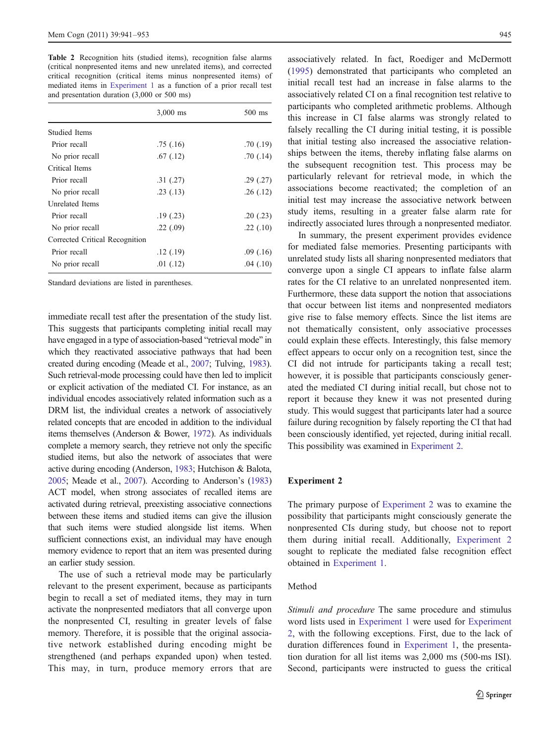**Table 2** Recognition hits (studied items), recognition false alarms (critical nonpresented items and new unrelated items), and corrected critical recognition (critical items minus nonpresented items) of mediated items in Experiment 1 as a function of a prior recall test and presentation duration (3,000 or 500 ms)

| | 3,000 ms | 500 ms |
|---|---|---|
| Studied Items | | |
| Prior recall | .75 (.16) | .70 (.19) |
| No prior recall | .67 (.12) | .70 (.14) |
| Critical Items | | |
| Prior recall | .31 (.27) | .29 (.27) |
| No prior recall | .23 (.13) | .26 (.12) |
| Unrelated Items | | |
| Prior recall | .19 (.23) | .20 (.23) |
| No prior recall | .22 (.09) | .22 (.10) |
| Corrected Critical Recognition | | |
| Prior recall | .12 (.19) | .09 (.16) |
| No prior recall | .01 (.12) | .04 (.10) |

Standard deviations are listed in parentheses.

immediate recall test after the presentation of the study list. This suggests that participants completing initial recall may have engaged in a type of association-based "retrieval mode" in which they reactivated associative pathways that had been created during encoding (Meade et al., 2007; Tulving, 1983). Such retrieval-mode processing could have then led to implicit or explicit activation of the mediated CI. For instance, as an individual encodes associatively related information such as a DRM list, the individual creates a network of associatively related concepts that are encoded in addition to the individual items themselves (Anderson & Bower, 1972). As individuals complete a memory search, they retrieve not only the specific studied items, but also the network of associates that were active during encoding (Anderson, 1983; Hutchison & Balota, 2005; Meade et al., 2007). According to Anderson's (1983) ACT model, when strong associates of recalled items are activated during retrieval, preexisting associative connections between these items and studied items can give the illusion that such items were studied alongside list items. When sufficient connections exist, an individual may have enough memory evidence to report that an item was presented during an earlier study session.

The use of such a retrieval mode may be particularly relevant to the present experiment, because as participants begin to recall a set of mediated items, they may in turn activate the nonpresented mediators that all converge upon the nonpresented CI, resulting in greater levels of false memory. Therefore, it is possible that the original associative network established during encoding might be strengthened (and perhaps expanded upon) when tested. This may, in turn, produce memory errors that are associatively related. In fact, Roediger and McDermott (1995) demonstrated that participants who completed an initial recall test had an increase in false alarms to the associatively related CI on a final recognition test relative to participants who completed arithmetic problems. Although this increase in CI false alarms was strongly related to falsely recalling the CI during initial testing, it is possible that initial testing also increased the associative relationships between the items, thereby inflating false alarms on the subsequent recognition test. This process may be particularly relevant for retrieval mode, in which the associations become reactivated; the completion of an initial test may increase the associative network between study items, resulting in a greater false alarm rate for indirectly associated lures through a nonpresented mediator.

In summary, the present experiment provides evidence for mediated false memories. Presenting participants with unrelated study lists all sharing nonpresented mediators that converge upon a single CI appears to inflate false alarm rates for the CI relative to an unrelated nonpresented item. Furthermore, these data support the notion that associations that occur between list items and nonpresented mediators give rise to false memory effects. Since the list items are not thematically consistent, only associative processes could explain these effects. Interestingly, this false memory effect appears to occur only on a recognition test, since the CI did not intrude for participants taking a recall test; however, it is possible that participants consciously generated the mediated CI during initial recall, but chose not to report it because they knew it was not presented during study. This would suggest that participants later had a source failure during recognition by falsely reporting the CI that had been consciously identified, yet rejected, during initial recall. This possibility was examined in Experiment 2.

## Experiment 2

The primary purpose of Experiment 2 was to examine the possibility that participants might consciously generate the nonpresented CIs during study, but choose not to report them during initial recall. Additionally, Experiment 2 sought to replicate the mediated false recognition effect obtained in Experiment 1.

### Method

*Stimuli and procedure* The same procedure and stimulus word lists used in Experiment 1 were used for Experiment 2, with the following exceptions. First, due to the lack of duration differences found in Experiment 1, the presentation duration for all list items was 2,000 ms (500-ms ISI). Second, participants were instructed to guess the critical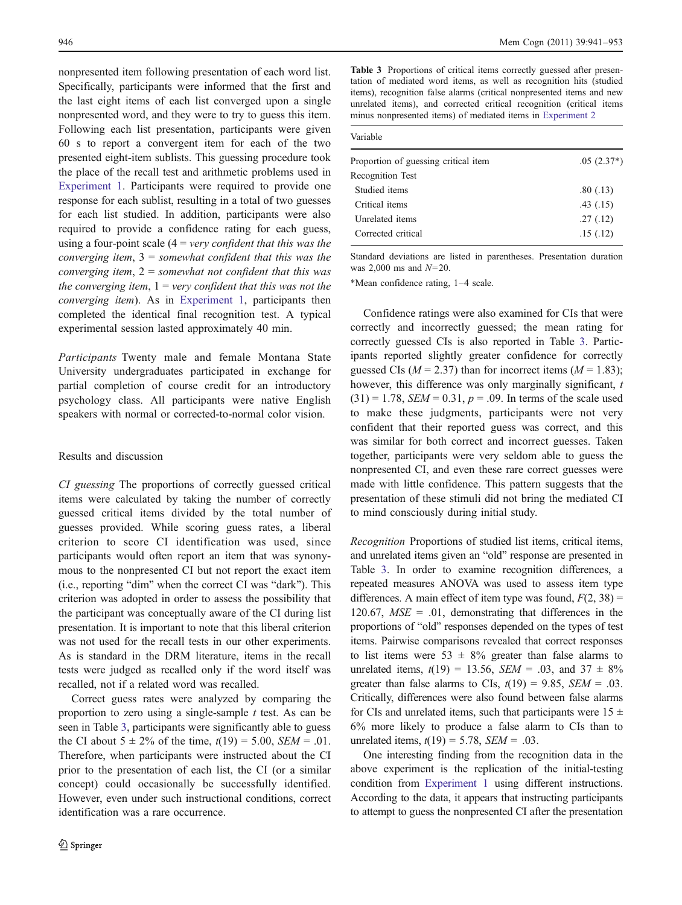nonpresented item following presentation of each word list. Specifically, participants were informed that the first and the last eight items of each list converged upon a single nonpresented word, and they were to try to guess this item. Following each list presentation, participants were given 60 s to report a convergent item for each of the two presented eight-item sublists. This guessing procedure took the place of the recall test and arithmetic problems used in Experiment 1. Participants were required to provide one response for each sublist, resulting in a total of two guesses for each list studied. In addition, participants were also required to provide a confidence rating for each guess, using a four-point scale (4 = *very confident that this was the converging item*, 3 = *somewhat confident that this was the converging item*, 2 = *somewhat not confident that this was the converging item*, 1 = *very confident that this was not the converging item*). As in Experiment 1, participants then completed the identical final recognition test. A typical experimental session lasted approximately 40 min.

*Participants* Twenty male and female Montana State University undergraduates participated in exchange for partial completion of course credit for an introductory psychology class. All participants were native English speakers with normal or corrected-to-normal color vision.

## Results and discussion

*CI guessing* The proportions of correctly guessed critical items were calculated by taking the number of correctly guessed critical items divided by the total number of guesses provided. While scoring guess rates, a liberal criterion to score CI identification was used, since participants would often report an item that was synonymous to the nonpresented CI but not report the exact item (i.e., reporting "dim" when the correct CI was "dark"). This criterion was adopted in order to assess the possibility that the participant was conceptually aware of the CI during list presentation. It is important to note that this liberal criterion was not used for the recall tests in our other experiments. As is standard in the DRM literature, items in the recall tests were judged as recalled only if the word itself was recalled, not if a related word was recalled.

Correct guess rates were analyzed by comparing the proportion to zero using a single-sample *t* test. As can be seen in Table 3, participants were significantly able to guess the CI about 5 ± 2% of the time, $t(19) = 5.00$, $SEM = .01$. Therefore, when participants were instructed about the CI prior to the presentation of each list, the CI (or a similar concept) could occasionally be successfully identified. However, even under such instructional conditions, correct identification was a rare occurrence.

**Table 3** Proportions of critical items correctly guessed after presentation of mediated word items, as well as recognition hits (studied items), recognition false alarms (critical nonpresented items and new unrelated items), and corrected critical recognition (critical items minus nonpresented items) of mediated items in Experiment 2

| Variable | |
|---|---|
| Proportion of guessing critical item | .05 (2.37*) |
| Recognition Test | |
| Studied items | .80 (.13) |
| Critical items | .43 (.15) |
| Unrelated items | .27 (.12) |
| Corrected critical | .15 (.12) |

Standard deviations are listed in parentheses. Presentation duration was 2,000 ms and $N$=20.

*Mean confidence rating, 1–4 scale.

Confidence ratings were also examined for CIs that were correctly and incorrectly guessed; the mean rating for correctly guessed CIs is also reported in Table 3. Participants reported slightly greater confidence for correctly guessed CIs ($M = 2.37$) than for incorrect items ($M = 1.83$); however, this difference was only marginally significant, $t(31) = 1.78$, $SEM = 0.31$, $p = .09$. In terms of the scale used to make these judgments, participants were not very confident that their reported guess was correct, and this was similar for both correct and incorrect guesses. Taken together, participants were very seldom able to guess the nonpresented CI, and even these rare correct guesses were made with little confidence. This pattern suggests that the presentation of these stimuli did not bring the mediated CI to mind consciously during initial study.

*Recognition* Proportions of studied list items, critical items, and unrelated items given an "old" response are presented in Table 3. In order to examine recognition differences, a repeated measures ANOVA was used to assess item type differences. A main effect of item type was found, $F(2, 38) = 120.67$, $MSE = .01$, demonstrating that differences in the proportions of "old" responses depended on the types of test items. Pairwise comparisons revealed that correct responses to list items were 53 ± 8% greater than false alarms to unrelated items, $t(19) = 13.56$, $SEM = .03$, and 37 ± 8% greater than false alarms to CIs, $t(19) = 9.85$, $SEM = .03$. Critically, differences were also found between false alarms for CIs and unrelated items, such that participants were 15 ± 6% more likely to produce a false alarm to CIs than to unrelated items, $t(19) = 5.78$, $SEM = .03$.

One interesting finding from the recognition data in the above experiment is the replication of the initial-testing condition from Experiment 1 using different instructions. According to the data, it appears that instructing participants to attempt to guess the nonpresented CI after the presentation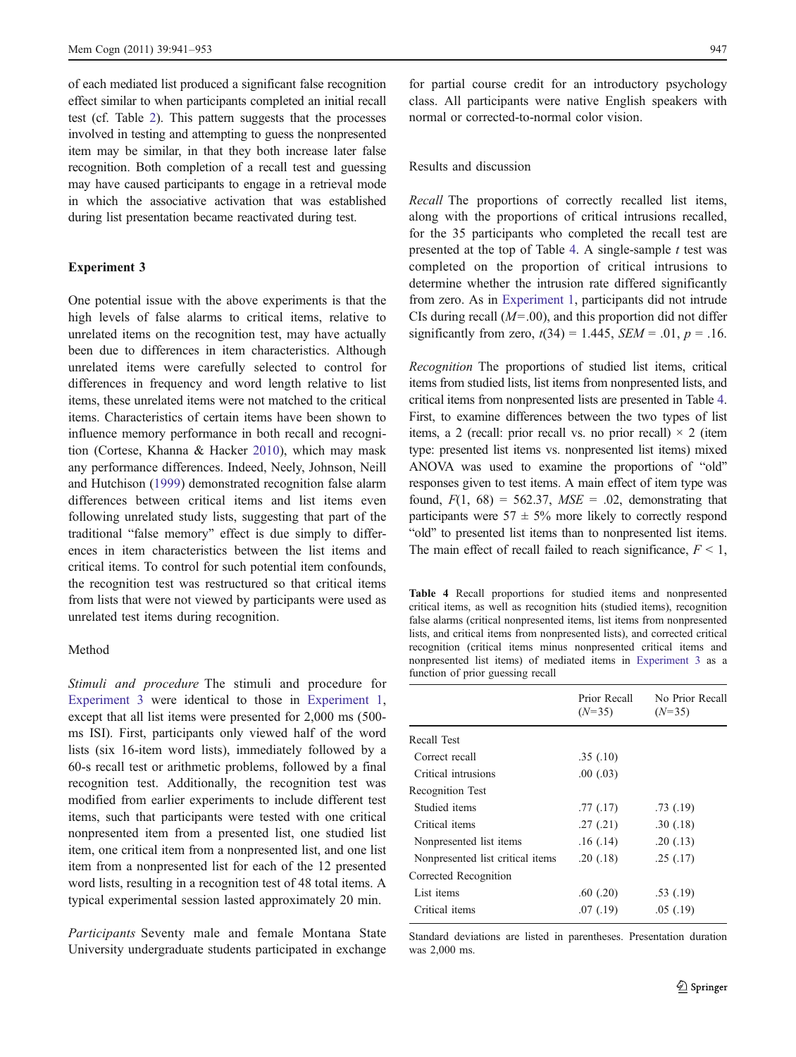of each mediated list produced a significant false recognition effect similar to when participants completed an initial recall test (cf. Table 2). This pattern suggests that the processes involved in testing and attempting to guess the nonpresented item may be similar, in that they both increase later false recognition. Both completion of a recall test and guessing may have caused participants to engage in a retrieval mode in which the associative activation that was established during list presentation became reactivated during test.

## Experiment 3

One potential issue with the above experiments is that the high levels of false alarms to critical items, relative to unrelated items on the recognition test, may have actually been due to differences in item characteristics. Although unrelated items were carefully selected to control for differences in frequency and word length relative to list items, these unrelated items were not matched to the critical items. Characteristics of certain items have been shown to influence memory performance in both recall and recognition (Cortese, Khanna & Hacker 2010), which may mask any performance differences. Indeed, Neely, Johnson, Neill and Hutchison (1999) demonstrated recognition false alarm differences between critical items and list items even following unrelated study lists, suggesting that part of the traditional "false memory" effect is due simply to differences in item characteristics between the list items and critical items. To control for such potential item confounds, the recognition test was restructured so that critical items from lists that were not viewed by participants were used as unrelated test items during recognition.

### Method

*Stimuli and procedure* The stimuli and procedure for Experiment 3 were identical to those in Experiment 1, except that all list items were presented for 2,000 ms (500-ms ISI). First, participants only viewed half of the word lists (six 16-item word lists), immediately followed by a 60-s recall test or arithmetic problems, followed by a final recognition test. Additionally, the recognition test was modified from earlier experiments to include different test items, such that participants were tested with one critical nonpresented item from a presented list, one studied list item, one critical item from a nonpresented list, and one list item from a nonpresented list for each of the 12 presented word lists, resulting in a recognition test of 48 total items. A typical experimental session lasted approximately 20 min.

*Participants* Seventy male and female Montana State University undergraduate students participated in exchange for partial course credit for an introductory psychology class. All participants were native English speakers with normal or corrected-to-normal color vision.

### Results and discussion

*Recall* The proportions of correctly recalled list items, along with the proportions of critical intrusions recalled, for the 35 participants who completed the recall test are presented at the top of Table 4. A single-sample $t$ test was completed on the proportion of critical intrusions to determine whether the intrusion rate differed significantly from zero. As in Experiment 1, participants did not intrude CIs during recall ($M$=.00), and this proportion did not differ significantly from zero, $t(34) = 1.445$, $SEM = .01$, $p = .16$.

*Recognition* The proportions of studied list items, critical items from studied lists, list items from nonpresented lists, and critical items from nonpresented lists are presented in Table 4. First, to examine differences between the two types of list items, a 2 (recall: prior recall vs. no prior recall) × 2 (item type: presented list items vs. nonpresented list items) mixed ANOVA was used to examine the proportions of "old" responses given to test items. A main effect of item type was found, $F(1, 68) = 562.37$, $MSE = .02$, demonstrating that participants were 57 ± 5% more likely to correctly respond "old" to presented list items than to nonpresented list items. The main effect of recall failed to reach significance, $F < 1$,

**Table 4** Recall proportions for studied items and nonpresented critical items, as well as recognition hits (studied items), recognition false alarms (critical nonpresented items, list items from nonpresented lists, and critical items from nonpresented lists), and corrected critical recognition (critical items minus nonpresented critical items and nonpresented list items) of mediated items in Experiment 3 as a function of prior guessing recall

| | Prior Recall ($N$=35) | No Prior Recall ($N$=35) |
|---|---|---|
| Recall Test | | |
| Correct recall | .35 (.10) | |
| Critical intrusions | .00 (.03) | |
| Recognition Test | | |
| Studied items | .77 (.17) | .73 (.19) |
| Critical items | .27 (.21) | .30 (.18) |
| Nonpresented list items | .16 (.14) | .20 (.13) |
| Nonpresented list critical items | .20 (.18) | .25 (.17) |
| Corrected Recognition | | |
| List items | .60 (.20) | .53 (.19) |
| Critical items | .07 (.19) | .05 (.19) |

Standard deviations are listed in parentheses. Presentation duration was 2,000 ms.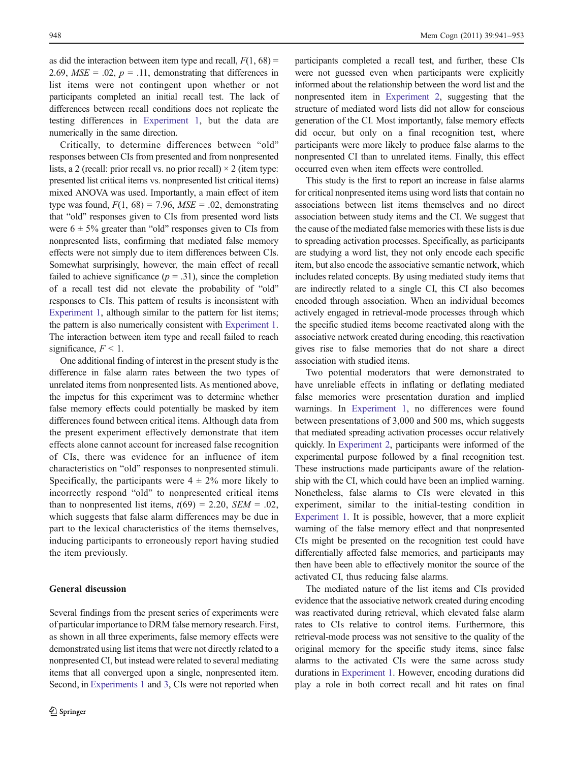as did the interaction between item type and recall, $F(1, 68) = 2.69$, $MSE = .02$, $p = .11$, demonstrating that differences in list items were not contingent upon whether or not participants completed an initial recall test. The lack of differences between recall conditions does not replicate the testing differences in Experiment 1, but the data are numerically in the same direction.

Critically, to determine differences between "old" responses between CIs from presented and from nonpresented lists, a 2 (recall: prior recall vs. no prior recall) × 2 (item type: presented list critical items vs. nonpresented list critical items) mixed ANOVA was used. Importantly, a main effect of item type was found, $F(1, 68) = 7.96$, $MSE = .02$, demonstrating that "old" responses given to CIs from presented word lists were $6 \pm 5\%$ greater than "old" responses given to CIs from nonpresented lists, confirming that mediated false memory effects were not simply due to item differences between CIs. Somewhat surprisingly, however, the main effect of recall failed to achieve significance ($p = .31$), since the completion of a recall test did not elevate the probability of "old" responses to CIs. This pattern of results is inconsistent with Experiment 1, although similar to the pattern for list items; the pattern is also numerically consistent with Experiment 1. The interaction between item type and recall failed to reach significance, $F < 1$.

One additional finding of interest in the present study is the difference in false alarm rates between the two types of unrelated items from nonpresented lists. As mentioned above, the impetus for this experiment was to determine whether false memory effects could potentially be masked by item differences found between critical items. Although data from the present experiment effectively demonstrate that item effects alone cannot account for increased false recognition of CIs, there was evidence for an influence of item characteristics on "old" responses to nonpresented stimuli. Specifically, the participants were $4 \pm 2\%$ more likely to incorrectly respond "old" to nonpresented critical items than to nonpresented list items, $t(69) = 2.20$, $SEM = .02$, which suggests that false alarm differences may be due in part to the lexical characteristics of the items themselves, inducing participants to erroneously report having studied the item previously.

## General discussion

Several findings from the present series of experiments were of particular importance to DRM false memory research. First, as shown in all three experiments, false memory effects were demonstrated using list items that were not directly related to a nonpresented CI, but instead were related to several mediating items that all converged upon a single, nonpresented item. Second, in Experiments 1 and 3, CIs were not reported when participants completed a recall test, and further, these CIs were not guessed even when participants were explicitly informed about the relationship between the word list and the nonpresented item in Experiment 2, suggesting that the structure of mediated word lists did not allow for conscious generation of the CI. Most importantly, false memory effects did occur, but only on a final recognition test, where participants were more likely to produce false alarms to the nonpresented CI than to unrelated items. Finally, this effect occurred even when item effects were controlled.

This study is the first to report an increase in false alarms for critical nonpresented items using word lists that contain no associations between list items themselves and no direct association between study items and the CI. We suggest that the cause of the mediated false memories with these lists is due to spreading activation processes. Specifically, as participants are studying a word list, they not only encode each specific item, but also encode the associative semantic network, which includes related concepts. By using mediated study items that are indirectly related to a single CI, this CI also becomes encoded through association. When an individual becomes actively engaged in retrieval-mode processes through which the specific studied items become reactivated along with the associative network created during encoding, this reactivation gives rise to false memories that do not share a direct association with studied items.

Two potential moderators that were demonstrated to have unreliable effects in inflating or deflating mediated false memories were presentation duration and implied warnings. In Experiment 1, no differences were found between presentations of 3,000 and 500 ms, which suggests that mediated spreading activation processes occur relatively quickly. In Experiment 2, participants were informed of the experimental purpose followed by a final recognition test. These instructions made participants aware of the relationship with the CI, which could have been an implied warning. Nonetheless, false alarms to CIs were elevated in this experiment, similar to the initial-testing condition in Experiment 1. It is possible, however, that a more explicit warning of the false memory effect and that nonpresented CIs might be presented on the recognition test could have differentially affected false memories, and participants may then have been able to effectively monitor the source of the activated CI, thus reducing false alarms.

The mediated nature of the list items and CIs provided evidence that the associative network created during encoding was reactivated during retrieval, which elevated false alarm rates to CIs relative to control items. Furthermore, this retrieval-mode process was not sensitive to the quality of the original memory for the specific study items, since false alarms to the activated CIs were the same across study durations in Experiment 1. However, encoding durations did play a role in both correct recall and hit rates on final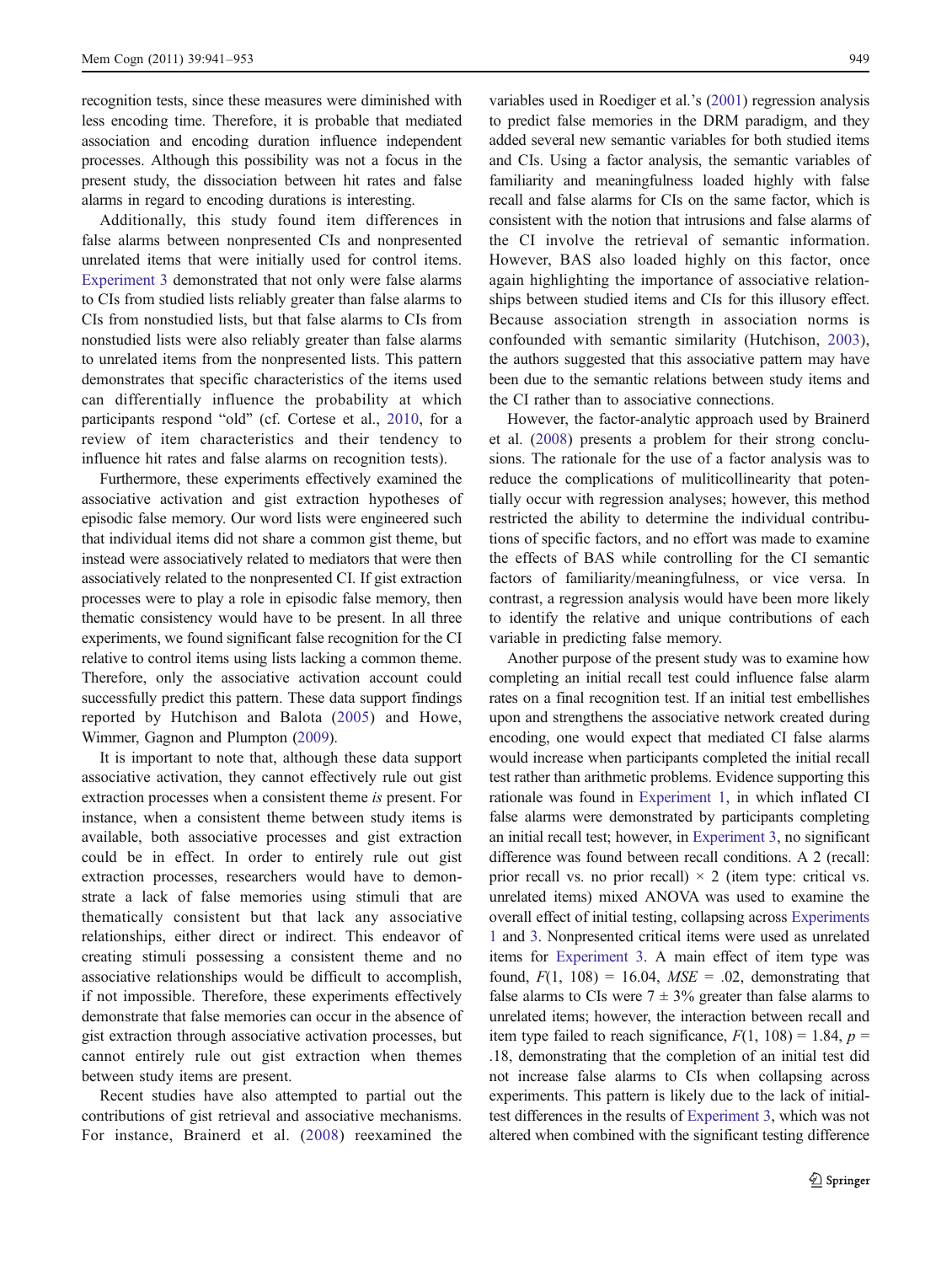recognition tests, since these measures were diminished with less encoding time. Therefore, it is probable that mediated association and encoding duration influence independent processes. Although this possibility was not a focus in the present study, the dissociation between hit rates and false alarms in regard to encoding durations is interesting.

Additionally, this study found item differences in false alarms between nonpresented CIs and nonpresented unrelated items that were initially used for control items. Experiment 3 demonstrated that not only were false alarms to CIs from studied lists reliably greater than false alarms to CIs from nonstudied lists, but that false alarms to CIs from nonstudied lists were also reliably greater than false alarms to unrelated items from the nonpresented lists. This pattern demonstrates that specific characteristics of the items used can differentially influence the probability at which participants respond "old" (cf. Cortese et al., 2010, for a review of item characteristics and their tendency to influence hit rates and false alarms on recognition tests).

Furthermore, these experiments effectively examined the associative activation and gist extraction hypotheses of episodic false memory. Our word lists were engineered such that individual items did not share a common gist theme, but instead were associatively related to mediators that were then associatively related to the nonpresented CI. If gist extraction processes were to play a role in episodic false memory, then thematic consistency would have to be present. In all three experiments, we found significant false recognition for the CI relative to control items using lists lacking a common theme. Therefore, only the associative activation account could successfully predict this pattern. These data support findings reported by Hutchison and Balota (2005) and Howe, Wimmer, Gagnon and Plumpton (2009).

It is important to note that, although these data support associative activation, they cannot effectively rule out gist extraction processes when a consistent theme *is* present. For instance, when a consistent theme between study items is available, both associative processes and gist extraction could be in effect. In order to entirely rule out gist extraction processes, researchers would have to demonstrate a lack of false memories using stimuli that are thematically consistent but that lack any associative relationships, either direct or indirect. This endeavor of creating stimuli possessing a consistent theme and no associative relationships would be difficult to accomplish, if not impossible. Therefore, these experiments effectively demonstrate that false memories can occur in the absence of gist extraction through associative activation processes, but cannot entirely rule out gist extraction when themes between study items are present.

Recent studies have also attempted to partial out the contributions of gist retrieval and associative mechanisms. For instance, Brainerd et al. (2008) reexamined the variables used in Roediger et al.'s (2001) regression analysis to predict false memories in the DRM paradigm, and they added several new semantic variables for both studied items and CIs. Using a factor analysis, the semantic variables of familiarity and meaningfulness loaded highly with false recall and false alarms for CIs on the same factor, which is consistent with the notion that intrusions and false alarms of the CI involve the retrieval of semantic information. However, BAS also loaded highly on this factor, once again highlighting the importance of associative relationships between studied items and CIs for this illusory effect. Because association strength in association norms is confounded with semantic similarity (Hutchison, 2003), the authors suggested that this associative pattern may have been due to the semantic relations between study items and the CI rather than to associative connections.

However, the factor-analytic approach used by Brainerd et al. (2008) presents a problem for their strong conclusions. The rationale for the use of a factor analysis was to reduce the complications of muliticollinearity that potentially occur with regression analyses; however, this method restricted the ability to determine the individual contributions of specific factors, and no effort was made to examine the effects of BAS while controlling for the CI semantic factors of familiarity/meaningfulness, or vice versa. In contrast, a regression analysis would have been more likely to identify the relative and unique contributions of each variable in predicting false memory.

Another purpose of the present study was to examine how completing an initial recall test could influence false alarm rates on a final recognition test. If an initial test embellishes upon and strengthens the associative network created during encoding, one would expect that mediated CI false alarms would increase when participants completed the initial recall test rather than arithmetic problems. Evidence supporting this rationale was found in Experiment 1, in which inflated CI false alarms were demonstrated by participants completing an initial recall test; however, in Experiment 3, no significant difference was found between recall conditions. A 2 (recall: prior recall vs. no prior recall) × 2 (item type: critical vs. unrelated items) mixed ANOVA was used to examine the overall effect of initial testing, collapsing across Experiments 1 and 3. Nonpresented critical items were used as unrelated items for Experiment 3. A main effect of item type was found, $F(1, 108) = 16.04$, $MSE = .02$, demonstrating that false alarms to CIs were $7 \pm 3\%$ greater than false alarms to unrelated items; however, the interaction between recall and item type failed to reach significance, $F(1, 108) = 1.84$, $p = .18$, demonstrating that the completion of an initial test did not increase false alarms to CIs when collapsing across experiments. This pattern is likely due to the lack of initial-test differences in the results of Experiment 3, which was not altered when combined with the significant testing difference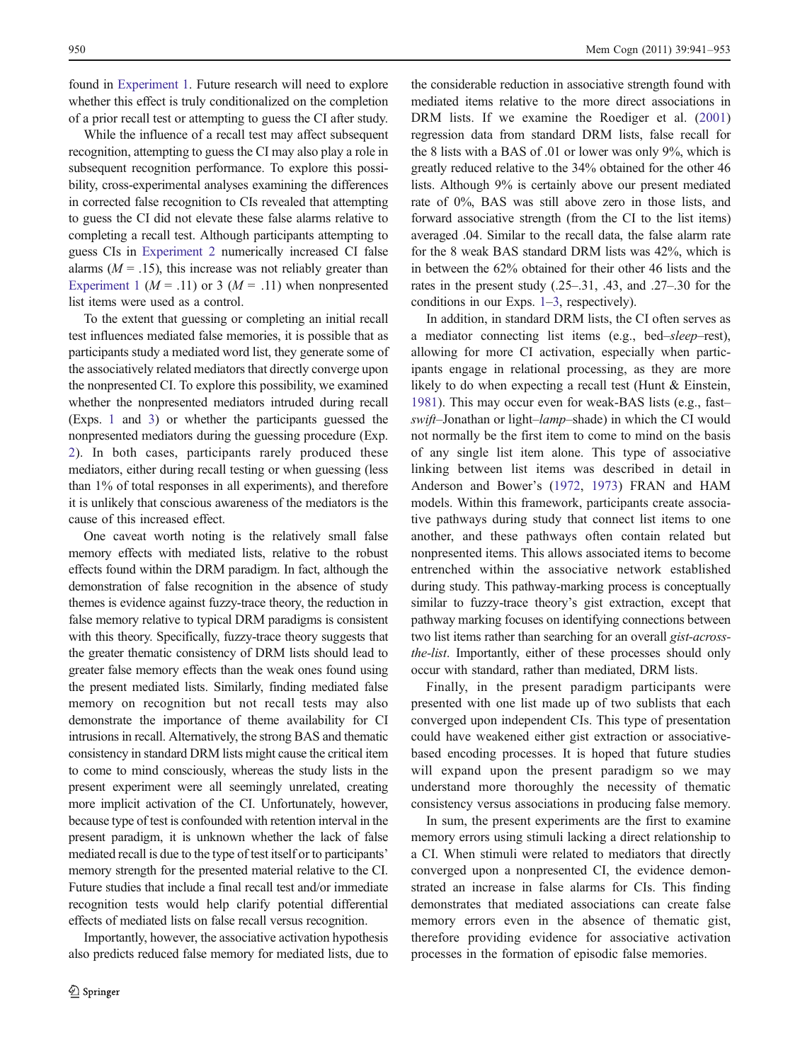found in Experiment 1. Future research will need to explore whether this effect is truly conditionalized on the completion of a prior recall test or attempting to guess the CI after study.

While the influence of a recall test may affect subsequent recognition, attempting to guess the CI may also play a role in subsequent recognition performance. To explore this possibility, cross-experimental analyses examining the differences in corrected false recognition to CIs revealed that attempting to guess the CI did not elevate these false alarms relative to completing a recall test. Although participants attempting to guess CIs in Experiment 2 numerically increased CI false alarms ($M = .15$), this increase was not reliably greater than Experiment 1 ($M = .11$) or 3 ($M = .11$) when nonpresented list items were used as a control.

To the extent that guessing or completing an initial recall test influences mediated false memories, it is possible that as participants study a mediated word list, they generate some of the associatively related mediators that directly converge upon the nonpresented CI. To explore this possibility, we examined whether the nonpresented mediators intruded during recall (Exps. 1 and 3) or whether the participants guessed the nonpresented mediators during the guessing procedure (Exp. 2). In both cases, participants rarely produced these mediators, either during recall testing or when guessing (less than 1% of total responses in all experiments), and therefore it is unlikely that conscious awareness of the mediators is the cause of this increased effect.

One caveat worth noting is the relatively small false memory effects with mediated lists, relative to the robust effects found within the DRM paradigm. In fact, although the demonstration of false recognition in the absence of study themes is evidence against fuzzy-trace theory, the reduction in false memory relative to typical DRM paradigms is consistent with this theory. Specifically, fuzzy-trace theory suggests that the greater thematic consistency of DRM lists should lead to greater false memory effects than the weak ones found using the present mediated lists. Similarly, finding mediated false memory on recognition but not recall tests may also demonstrate the importance of theme availability for CI intrusions in recall. Alternatively, the strong BAS and thematic consistency in standard DRM lists might cause the critical item to come to mind consciously, whereas the study lists in the present experiment were all seemingly unrelated, creating more implicit activation of the CI. Unfortunately, however, because type of test is confounded with retention interval in the present paradigm, it is unknown whether the lack of false mediated recall is due to the type of test itself or to participants' memory strength for the presented material relative to the CI. Future studies that include a final recall test and/or immediate recognition tests would help clarify potential differential effects of mediated lists on false recall versus recognition.

Importantly, however, the associative activation hypothesis also predicts reduced false memory for mediated lists, due to the considerable reduction in associative strength found with mediated items relative to the more direct associations in DRM lists. If we examine the Roediger et al. (2001) regression data from standard DRM lists, false recall for the 8 lists with a BAS of .01 or lower was only 9%, which is greatly reduced relative to the 34% obtained for the other 46 lists. Although 9% is certainly above our present mediated rate of 0%, BAS was still above zero in those lists, and forward associative strength (from the CI to the list items) averaged .04. Similar to the recall data, the false alarm rate for the 8 weak BAS standard DRM lists was 42%, which is in between the 62% obtained for their other 46 lists and the rates in the present study (.25–.31, .43, and .27–.30 for the conditions in our Exps. 1–3, respectively).

In addition, in standard DRM lists, the CI often serves as a mediator connecting list items (e.g., bed–*sleep*–rest), allowing for more CI activation, especially when participants engage in relational processing, as they are more likely to do when expecting a recall test (Hunt & Einstein, 1981). This may occur even for weak-BAS lists (e.g., fast–*swift*–Jonathan or light–*lamp*–shade) in which the CI would not normally be the first item to come to mind on the basis of any single list item alone. This type of associative linking between list items was described in detail in Anderson and Bower's (1972, 1973) FRAN and HAM models. Within this framework, participants create associative pathways during study that connect list items to one another, and these pathways often contain related but nonpresented items. This allows associated items to become entrenched within the associative network established during study. This pathway-marking process is conceptually similar to fuzzy-trace theory's gist extraction, except that pathway marking focuses on identifying connections between two list items rather than searching for an overall *gist-across-the-list*. Importantly, either of these processes should only occur with standard, rather than mediated, DRM lists.

Finally, in the present paradigm participants were presented with one list made up of two sublists that each converged upon independent CIs. This type of presentation could have weakened either gist extraction or associative-based encoding processes. It is hoped that future studies will expand upon the present paradigm so we may understand more thoroughly the necessity of thematic consistency versus associations in producing false memory.

In sum, the present experiments are the first to examine memory errors using stimuli lacking a direct relationship to a CI. When stimuli were related to mediators that directly converged upon a nonpresented CI, the evidence demonstrated an increase in false alarms for CIs. This finding demonstrates that mediated associations can create false memory errors even in the absence of thematic gist, therefore providing evidence for associative activation processes in the formation of episodic false memories.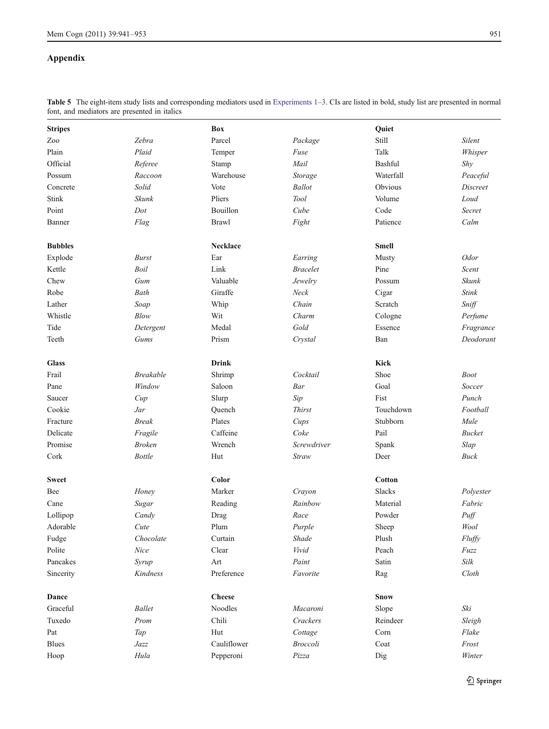## Appendix

**Table 5** The eight-item study lists and corresponding mediators used in Experiments 1–3. CIs are listed in bold, study list are presented in normal font, and mediators are presented in italics

| | | | | | |
|---|---|---|---|---|---|
| **Stripes** | | **Box** | | **Quiet** | |
| Zoo | *Zebra* | Parcel | *Package* | Still | *Silent* |
| Plain | *Plaid* | Temper | *Fuse* | Talk | *Whisper* |
| Official | *Referee* | Stamp | *Mail* | Bashful | *Shy* |
| Possum | *Raccoon* | Warehouse | *Storage* | Waterfall | *Peaceful* |
| Concrete | *Solid* | Vote | *Ballot* | Obvious | *Discreet* |
| Stink | *Skunk* | Pliers | *Tool* | Volume | *Loud* |
| Point | *Dot* | Bouillon | *Cube* | Code | *Secret* |
| Banner | *Flag* | Brawl | *Fight* | Patience | *Calm* |
| **Bubbles** | | **Necklace** | | **Smell** | |
| Explode | *Burst* | Ear | *Earring* | Musty | *Odor* |
| Kettle | *Boil* | Link | *Bracelet* | Pine | *Scent* |
| Chew | *Gum* | Valuable | *Jewelry* | Possum | *Skunk* |
| Robe | *Bath* | Giraffe | *Neck* | Cigar | *Stink* |
| Lather | *Soap* | Whip | *Chain* | Scratch | *Sniff* |
| Whistle | *Blow* | Wit | *Charm* | Cologne | *Perfume* |
| Tide | *Detergent* | Medal | *Gold* | Essence | *Fragrance* |
| Teeth | *Gums* | Prism | *Crystal* | Ban | *Deodorant* |
| **Glass** | | **Drink** | | **Kick** | |
| Frail | *Breakable* | Shrimp | *Cocktail* | Shoe | *Boot* |
| Pane | *Window* | Saloon | *Bar* | Goal | *Soccer* |
| Saucer | *Cup* | Slurp | *Sip* | Fist | *Punch* |
| Cookie | *Jar* | Quench | *Thirst* | Touchdown | *Football* |
| Fracture | *Break* | Plates | *Cups* | Stubborn | *Mule* |
| Delicate | *Fragile* | Caffeine | *Coke* | Pail | *Bucket* |
| Promise | *Broken* | Wrench | *Screwdriver* | Spank | *Slap* |
| Cork | *Bottle* | Hut | *Straw* | Deer | *Buck* |
| **Sweet** | | **Color** | | **Cotton** | |
| Bee | *Honey* | Marker | *Crayon* | Slacks | *Polyester* |
| Cane | *Sugar* | Reading | *Rainbow* | Material | *Fabric* |
| Lollipop | *Candy* | Drag | *Race* | Powder | *Puff* |
| Adorable | *Cute* | Plum | *Purple* | Sheep | *Wool* |
| Fudge | *Chocolate* | Curtain | *Shade* | Plush | *Fluffy* |
| Polite | *Nice* | Clear | *Vivid* | Peach | *Fuzz* |
| Pancakes | *Syrup* | Art | *Paint* | Satin | *Silk* |
| Sincerity | *Kindness* | Preference | *Favorite* | Rag | *Cloth* |
| **Dance** | | **Cheese** | | **Snow** | |
| Graceful | *Ballet* | Noodles | *Macaroni* | Slope | *Ski* |
| Tuxedo | *Prom* | Chili | *Crackers* | Reindeer | *Sleigh* |
| Pat | *Tap* | Hut | *Cottage* | Corn | *Flake* |
| Blues | *Jazz* | Cauliflower | *Broccoli* | Coat | *Frost* |
| Hoop | *Hula* | Pepperoni | *Pizza* | Dig | *Winter* |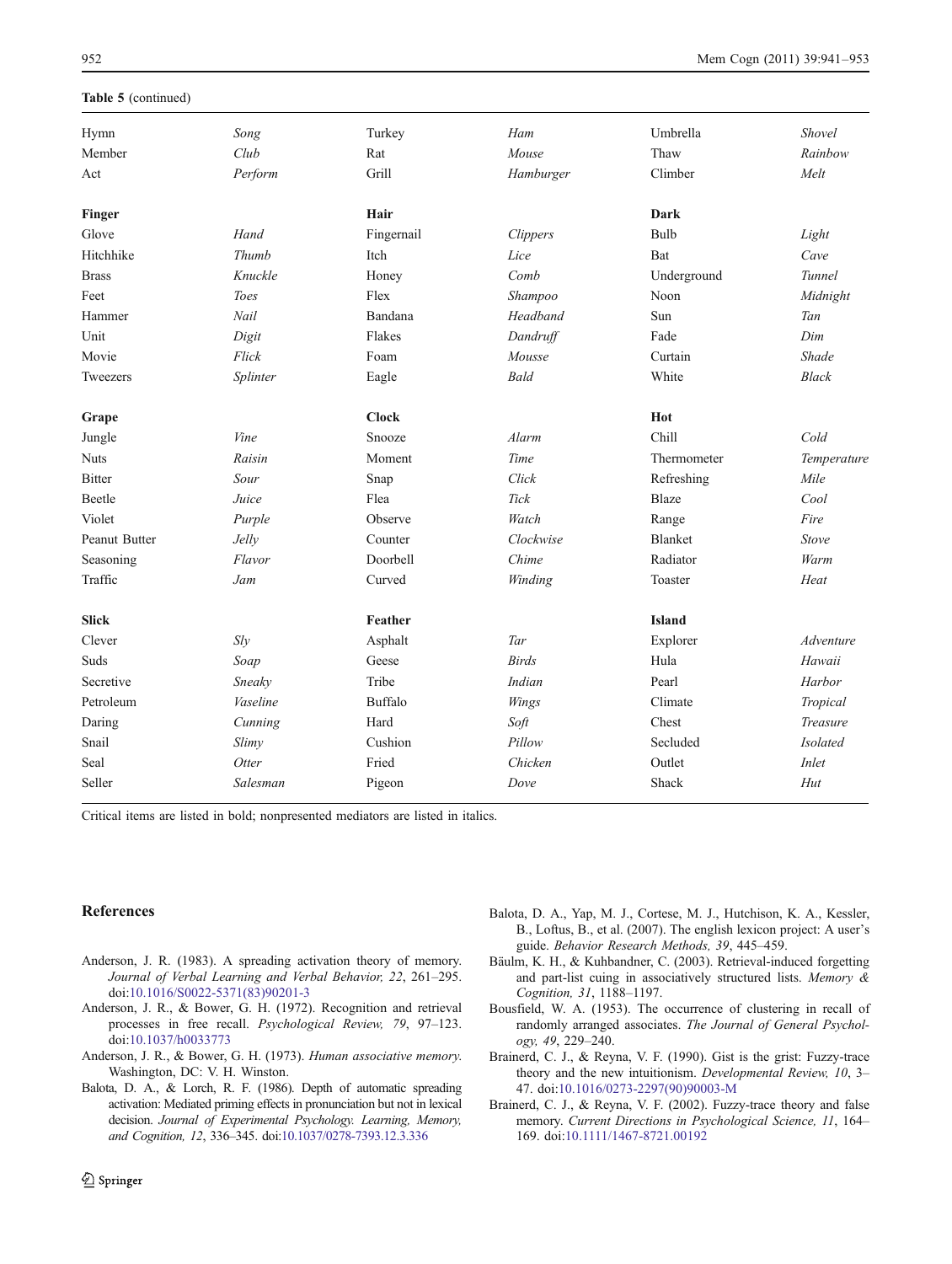**Table 5** (continued)

| | | | | | |
|---|---|---|---|---|---|
| Hymn | *Song* | Turkey | *Ham* | Umbrella | *Shovel* |
| Member | *Club* | Rat | *Mouse* | Thaw | *Rainbow* |
| Act | *Perform* | Grill | *Hamburger* | Climber | *Melt* |
| **Finger** | | **Hair** | | **Dark** | |
| Glove | *Hand* | Fingernail | *Clippers* | Bulb | *Light* |
| Hitchhike | *Thumb* | Itch | *Lice* | Bat | *Cave* |
| Brass | *Knuckle* | Honey | *Comb* | Underground | *Tunnel* |
| Feet | *Toes* | Flex | *Shampoo* | Noon | *Midnight* |
| Hammer | *Nail* | Bandana | *Headband* | Sun | *Tan* |
| Unit | *Digit* | Flakes | *Dandruff* | Fade | *Dim* |
| Movie | *Flick* | Foam | *Mousse* | Curtain | *Shade* |
| Tweezers | *Splinter* | Eagle | *Bald* | White | *Black* |
| **Grape** | | **Clock** | | **Hot** | |
| Jungle | *Vine* | Snooze | *Alarm* | Chill | *Cold* |
| Nuts | *Raisin* | Moment | *Time* | Thermometer | *Temperature* |
| Bitter | *Sour* | Snap | *Click* | Refreshing | *Mile* |
| Beetle | *Juice* | Flea | *Tick* | Blaze | *Cool* |
| Violet | *Purple* | Observe | *Watch* | Range | *Fire* |
| Peanut Butter | *Jelly* | Counter | *Clockwise* | Blanket | *Stove* |
| Seasoning | *Flavor* | Doorbell | *Chime* | Radiator | *Warm* |
| Traffic | *Jam* | Curved | *Winding* | Toaster | *Heat* |
| **Slick** | | **Feather** | | **Island** | |
| Clever | *Sly* | Asphalt | *Tar* | Explorer | *Adventure* |
| Suds | *Soap* | Geese | *Birds* | Hula | *Hawaii* |
| Secretive | *Sneaky* | Tribe | *Indian* | Pearl | *Harbor* |
| Petroleum | *Vaseline* | Buffalo | *Wings* | Climate | *Tropical* |
| Daring | *Cunning* | Hard | *Soft* | Chest | *Treasure* |
| Snail | *Slimy* | Cushion | *Pillow* | Secluded | *Isolated* |
| Seal | *Otter* | Fried | *Chicken* | Outlet | *Inlet* |
| Seller | *Salesman* | Pigeon | *Dove* | Shack | *Hut* |

Critical items are listed in bold; nonpresented mediators are listed in italics.

## References

Anderson, J. R. (1983). A spreading activation theory of memory. *Journal of Verbal Learning and Verbal Behavior, 22*, 261–295. doi:10.1016/S0022-5371(83)90201-3

Anderson, J. R., & Bower, G. H. (1972). Recognition and retrieval processes in free recall. *Psychological Review, 79*, 97–123. doi:10.1037/h0033773

Anderson, J. R., & Bower, G. H. (1973). *Human associative memory*. Washington, DC: V. H. Winston.

Balota, D. A., & Lorch, R. F. (1986). Depth of automatic spreading activation: Mediated priming effects in pronunciation but not in lexical decision. *Journal of Experimental Psychology. Learning, Memory, and Cognition, 12*, 336–345. doi:10.1037/0278-7393.12.3.336

Balota, D. A., Yap, M. J., Cortese, M. J., Hutchison, K. A., Kessler, B., Loftus, B., et al. (2007). The english lexicon project: A user's guide. *Behavior Research Methods, 39*, 445–459.

Bäulm, K. H., & Kuhbandner, C. (2003). Retrieval-induced forgetting and part-list cuing in associatively structured lists. *Memory & Cognition, 31*, 1188–1197.

Bousfield, W. A. (1953). The occurrence of clustering in recall of randomly arranged associates. *The Journal of General Psychology, 49*, 229–240.

Brainerd, C. J., & Reyna, V. F. (1990). Gist is the grist: Fuzzy-trace theory and the new intuitionism. *Developmental Review, 10*, 3–47. doi:10.1016/0273-2297(90)90003-M

Brainerd, C. J., & Reyna, V. F. (2002). Fuzzy-trace theory and false memory. *Current Directions in Psychological Science, 11*, 164–169. doi:10.1111/1467-8721.00192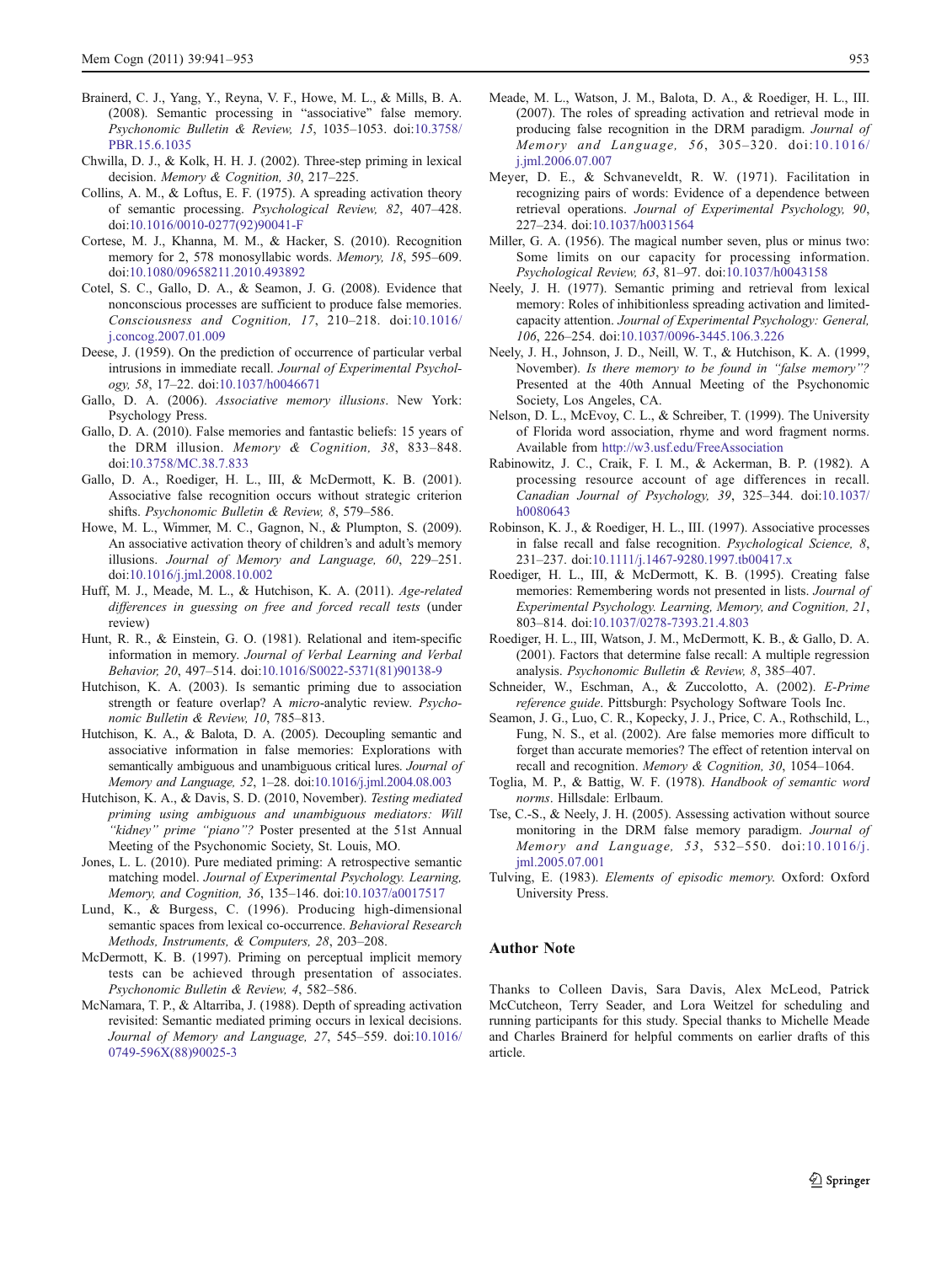Brainerd, C. J., Yang, Y., Reyna, V. F., Howe, M. L., & Mills, B. A. (2008). Semantic processing in "associative" false memory. *Psychonomic Bulletin & Review, 15*, 1035–1053. doi:10.3758/PBR.15.6.1035

Chwilla, D. J., & Kolk, H. H. J. (2002). Three-step priming in lexical decision. *Memory & Cognition, 30*, 217–225.

Collins, A. M., & Loftus, E. F. (1975). A spreading activation theory of semantic processing. *Psychological Review, 82*, 407–428. doi:10.1016/0010-0277(92)90041-F

Cortese, M. J., Khanna, M. M., & Hacker, S. (2010). Recognition memory for 2, 578 monosyllabic words. *Memory, 18*, 595–609. doi:10.1080/09658211.2010.493892

Cotel, S. C., Gallo, D. A., & Seamon, J. G. (2008). Evidence that nonconscious processes are sufficient to produce false memories. *Consciousness and Cognition, 17*, 210–218. doi:10.1016/j.concog.2007.01.009

Deese, J. (1959). On the prediction of occurrence of particular verbal intrusions in immediate recall. *Journal of Experimental Psychology, 58*, 17–22. doi:10.1037/h0046671

Gallo, D. A. (2006). *Associative memory illusions*. New York: Psychology Press.

Gallo, D. A. (2010). False memories and fantastic beliefs: 15 years of the DRM illusion. *Memory & Cognition, 38*, 833–848. doi:10.3758/MC.38.7.833

Gallo, D. A., Roediger, H. L., III, & McDermott, K. B. (2001). Associative false recognition occurs without strategic criterion shifts. *Psychonomic Bulletin & Review, 8*, 579–586.

Howe, M. L., Wimmer, M. C., Gagnon, N., & Plumpton, S. (2009). An associative activation theory of children's and adult's memory illusions. *Journal of Memory and Language, 60*, 229–251. doi:10.1016/j.jml.2008.10.002

Huff, M. J., Meade, M. L., & Hutchison, K. A. (2011). *Age-related differences in guessing on free and forced recall tests* (under review)

Hunt, R. R., & Einstein, G. O. (1981). Relational and item-specific information in memory. *Journal of Verbal Learning and Verbal Behavior, 20*, 497–514. doi:10.1016/S0022-5371(81)90138-9

Hutchison, K. A. (2003). Is semantic priming due to association strength or feature overlap? A *micro*-analytic review. *Psychonomic Bulletin & Review, 10*, 785–813.

Hutchison, K. A., & Balota, D. A. (2005). Decoupling semantic and associative information in false memories: Explorations with semantically ambiguous and unambiguous critical lures. *Journal of Memory and Language, 52*, 1–28. doi:10.1016/j.jml.2004.08.003

Hutchison, K. A., & Davis, S. D. (2010, November). *Testing mediated priming using ambiguous and unambiguous mediators: Will "kidney" prime "piano"?* Poster presented at the 51st Annual Meeting of the Psychonomic Society, St. Louis, MO.

Jones, L. L. (2010). Pure mediated priming: A retrospective semantic matching model. *Journal of Experimental Psychology. Learning, Memory, and Cognition, 36*, 135–146. doi:10.1037/a0017517

Lund, K., & Burgess, C. (1996). Producing high-dimensional semantic spaces from lexical co-occurrence. *Behavioral Research Methods, Instruments, & Computers, 28*, 203–208.

McDermott, K. B. (1997). Priming on perceptual implicit memory tests can be achieved through presentation of associates. *Psychonomic Bulletin & Review, 4*, 582–586.

McNamara, T. P., & Altarriba, J. (1988). Depth of spreading activation revisited: Semantic mediated priming occurs in lexical decisions. *Journal of Memory and Language, 27*, 545–559. doi:10.1016/0749-596X(88)90025-3

Meade, M. L., Watson, J. M., Balota, D. A., & Roediger, H. L., III. (2007). The roles of spreading activation and retrieval mode in producing false recognition in the DRM paradigm. *Journal of Memory and Language, 56*, 305–320. doi:10.1016/j.jml.2006.07.007

Meyer, D. E., & Schvaneveldt, R. W. (1971). Facilitation in recognizing pairs of words: Evidence of a dependence between retrieval operations. *Journal of Experimental Psychology, 90*, 227–234. doi:10.1037/h0031564

Miller, G. A. (1956). The magical number seven, plus or minus two: Some limits on our capacity for processing information. *Psychological Review, 63*, 81–97. doi:10.1037/h0043158

Neely, J. H. (1977). Semantic priming and retrieval from lexical memory: Roles of inhibitionless spreading activation and limited-capacity attention. *Journal of Experimental Psychology: General, 106*, 226–254. doi:10.1037/0096-3445.106.3.226

Neely, J. H., Johnson, J. D., Neill, W. T., & Hutchison, K. A. (1999, November). *Is there memory to be found in "false memory"?* Presented at the 40th Annual Meeting of the Psychonomic Society, Los Angeles, CA.

Nelson, D. L., McEvoy, C. L., & Schreiber, T. (1999). The University of Florida word association, rhyme and word fragment norms. Available from http://w3.usf.edu/FreeAssociation

Rabinowitz, J. C., Craik, F. I. M., & Ackerman, B. P. (1982). A processing resource account of age differences in recall. *Canadian Journal of Psychology, 39*, 325–344. doi:10.1037/h0080643

Robinson, K. J., & Roediger, H. L., III. (1997). Associative processes in false recall and false recognition. *Psychological Science, 8*, 231–237. doi:10.1111/j.1467-9280.1997.tb00417.x

Roediger, H. L., III, & McDermott, K. B. (1995). Creating false memories: Remembering words not presented in lists. *Journal of Experimental Psychology. Learning, Memory, and Cognition, 21*, 803–814. doi:10.1037/0278-7393.21.4.803

Roediger, H. L., III, Watson, J. M., McDermott, K. B., & Gallo, D. A. (2001). Factors that determine false recall: A multiple regression analysis. *Psychonomic Bulletin & Review, 8*, 385–407.

Schneider, W., Eschman, A., & Zuccolotto, A. (2002). *E-Prime reference guide*. Pittsburgh: Psychology Software Tools Inc.

Seamon, J. G., Luo, C. R., Kopecky, J. J., Price, C. A., Rothschild, L., Fung, N. S., et al. (2002). Are false memories more difficult to forget than accurate memories? The effect of retention interval on recall and recognition. *Memory & Cognition, 30*, 1054–1064.

Toglia, M. P., & Battig, W. F. (1978). *Handbook of semantic word norms*. Hillsdale: Erlbaum.

Tse, C.-S., & Neely, J. H. (2005). Assessing activation without source monitoring in the DRM false memory paradigm. *Journal of Memory and Language, 53*, 532–550. doi:10.1016/j.jml.2005.07.001

Tulving, E. (1983). *Elements of episodic memory*. Oxford: Oxford University Press.

## Author Note

Thanks to Colleen Davis, Sara Davis, Alex McLeod, Patrick McCutcheon, Terry Seader, and Lora Weitzel for scheduling and running participants for this study. Special thanks to Michelle Meade and Charles Brainerd for helpful comments on earlier drafts of this article.